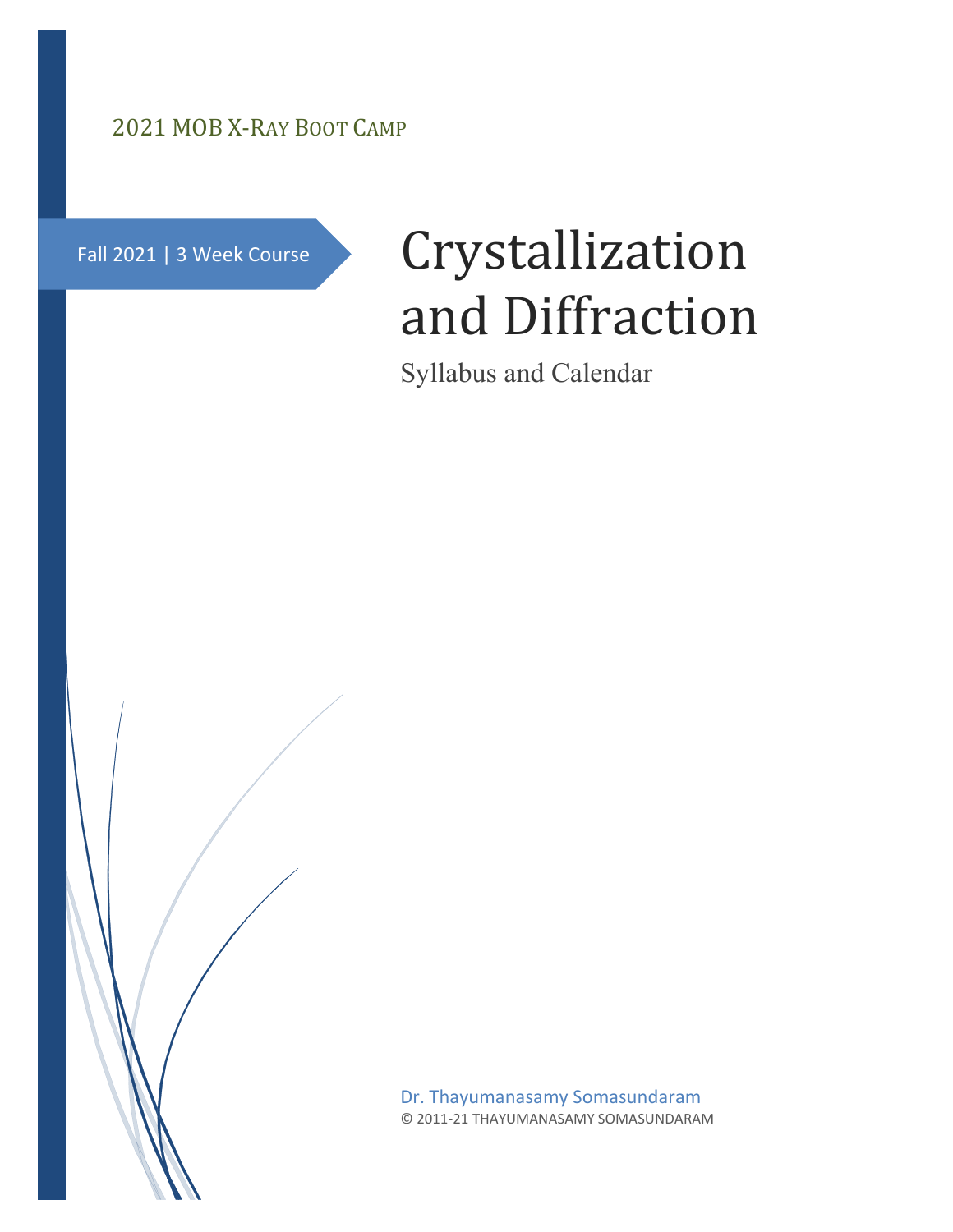2021 MOB X-RAY BOOT CAMP

Fall 2021 | 3 Week Course

# Crystallization and Diffraction

Syllabus and Calendar

Dr. Thayumanasamy Somasundaram

© 2011-21 THAYUMANASAMY SOMASUNDARAM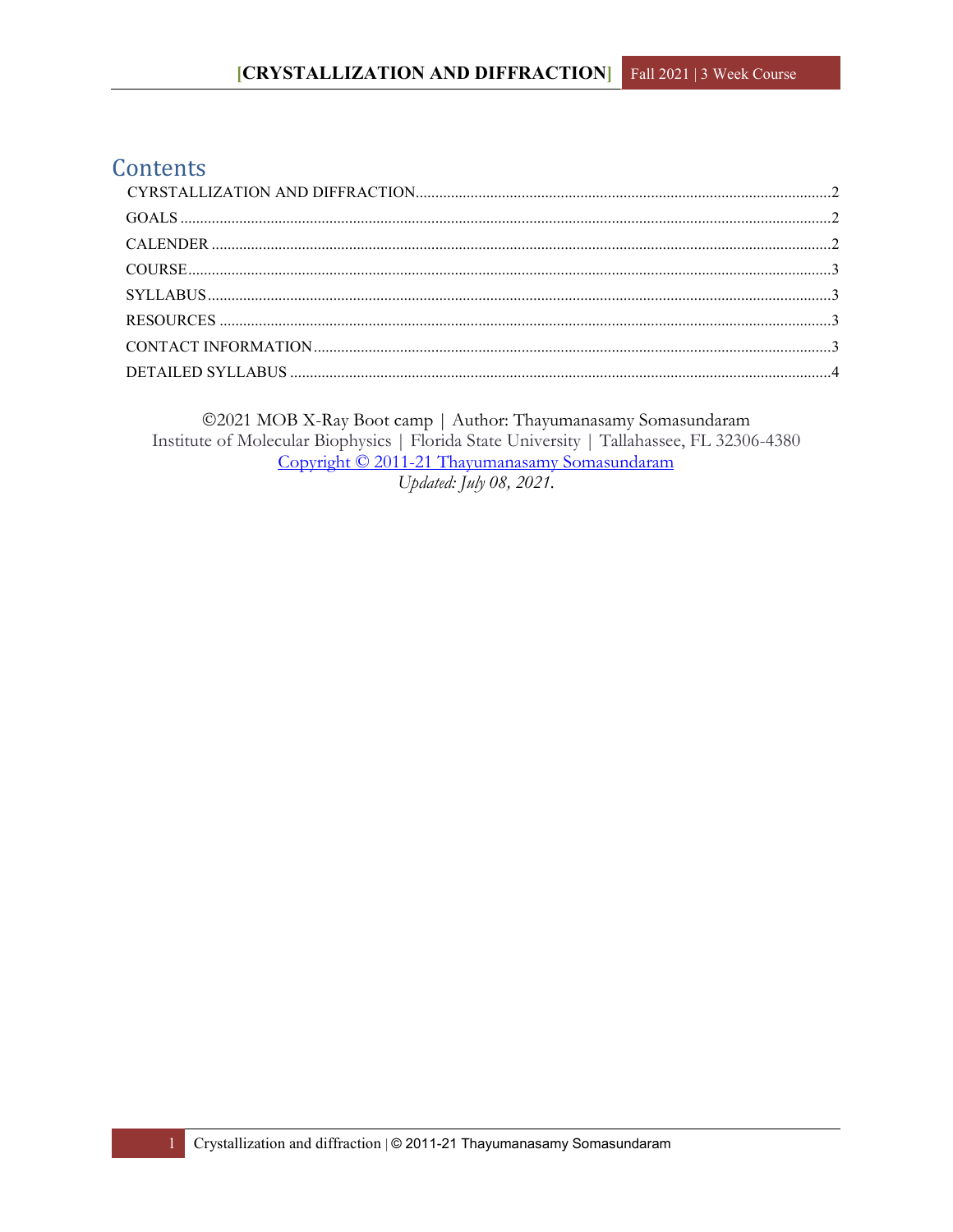# Contents

CYRSTALLIZATION AND DIFFRACTION....................2
GOALS....................2
CALENDER....................2
COURSE....................3
SYLLABUS....................3
RESOURCES....................3
CONTACT INFORMATION....................3
DETAILED SYLLABUS....................4

©2021 MOB X-Ray Boot camp | Author: Thayumanasamy Somasundaram
Institute of Molecular Biophysics | Florida State University | Tallahassee, FL 32306-4380
Copyright © 2011-21 Thayumanasamy Somasundaram
*Updated: July 08, 2021.*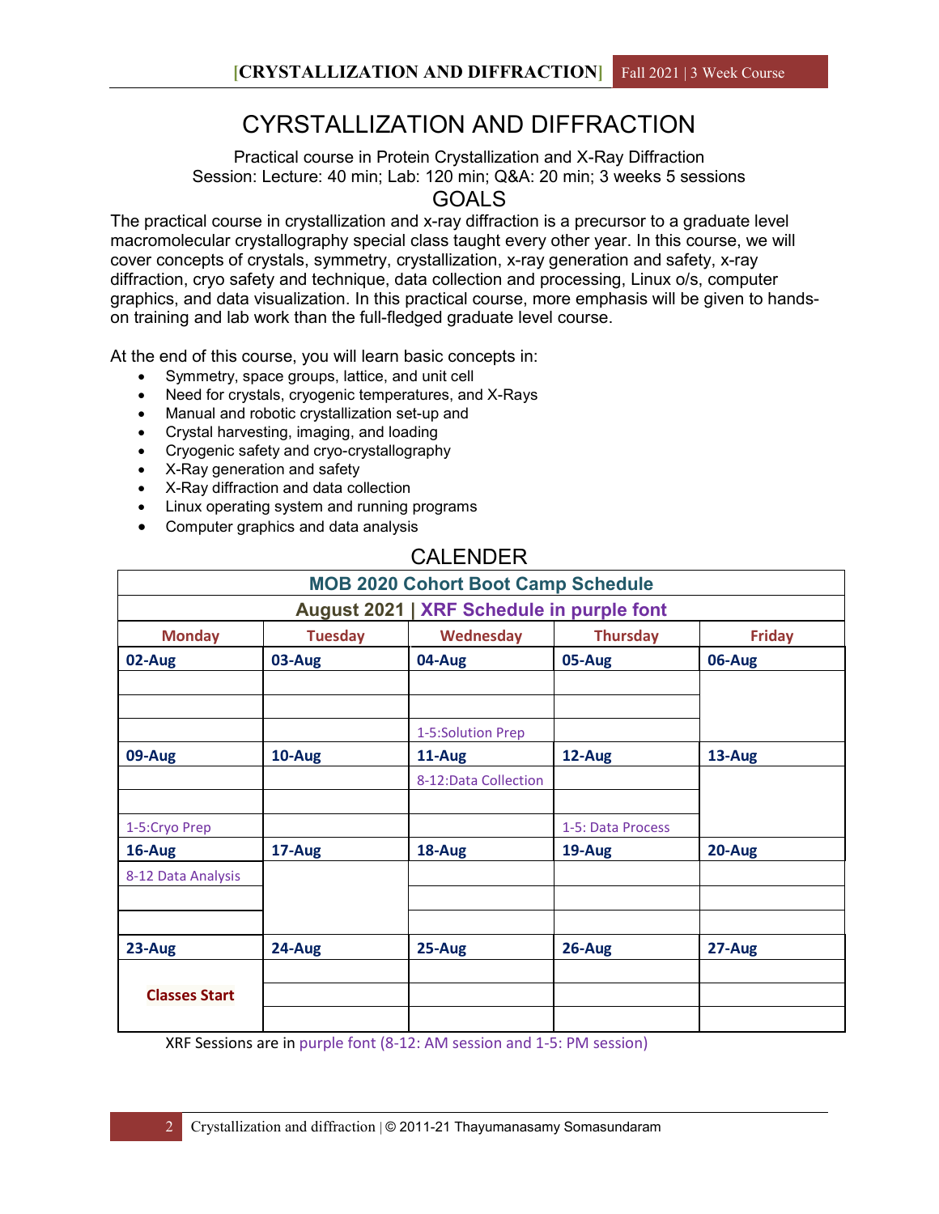# CYRSTALLIZATION AND DIFFRACTION

Practical course in Protein Crystallization and X-Ray Diffraction
Session: Lecture: 40 min; Lab: 120 min; Q&A: 20 min; 3 weeks 5 sessions

## GOALS

The practical course in crystallization and x-ray diffraction is a precursor to a graduate level macromolecular crystallography special class taught every other year. In this course, we will cover concepts of crystals, symmetry, crystallization, x-ray generation and safety, x-ray diffraction, cryo safety and technique, data collection and processing, Linux o/s, computer graphics, and data visualization. In this practical course, more emphasis will be given to hands-on training and lab work than the full-fledged graduate level course.

At the end of this course, you will learn basic concepts in:

- Symmetry, space groups, lattice, and unit cell
- Need for crystals, cryogenic temperatures, and X-Rays
- Manual and robotic crystallization set-up and
- Crystal harvesting, imaging, and loading
- Cryogenic safety and cryo-crystallography
- X-Ray generation and safety
- X-Ray diffraction and data collection
- Linux operating system and running programs
- Computer graphics and data analysis

## CALENDER

**MOB 2020 Cohort Boot Camp Schedule**

**August 2021 | XRF Schedule in purple font**

| Monday | Tuesday | Wednesday | Thursday | Friday |
|---|---|---|---|---|
| **02-Aug** | **03-Aug** | **04-Aug** | **05-Aug** | **06-Aug** |
| | | | | |
| | | | | |
| | | 1-5:Solution Prep | | |
| **09-Aug** | **10-Aug** | **11-Aug** | **12-Aug** | **13-Aug** |
| | | 8-12:Data Collection | | |
| | | | | |
| 1-5:Cryo Prep | | | 1-5: Data Process | |
| **16-Aug** | **17-Aug** | **18-Aug** | **19-Aug** | **20-Aug** |
| 8-12 Data Analysis | | | | |
| | | | | |
| | | | | |
| **23-Aug** | **24-Aug** | **25-Aug** | **26-Aug** | **27-Aug** |
| **Classes Start** | | | | |
| | | | | |
| | | | | |

XRF Sessions are in purple font (8-12: AM session and 1-5: PM session)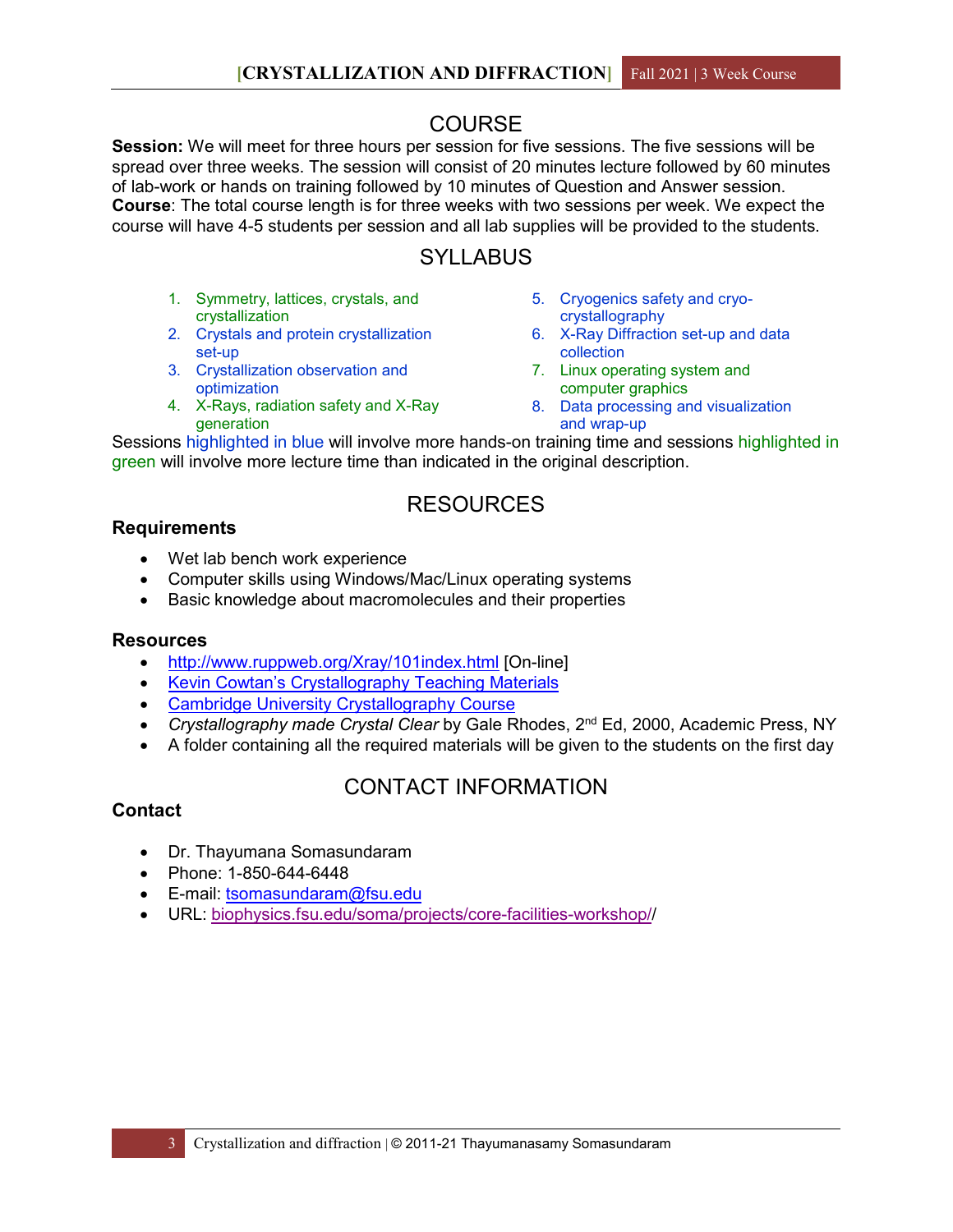## COURSE

**Session:** We will meet for three hours per session for five sessions. The five sessions will be spread over three weeks. The session will consist of 20 minutes lecture followed by 60 minutes of lab-work or hands on training followed by 10 minutes of Question and Answer session.
**Course**: The total course length is for three weeks with two sessions per week. We expect the course will have 4-5 students per session and all lab supplies will be provided to the students.

## SYLLABUS

1. Symmetry, lattices, crystals, and crystallization
2. Crystals and protein crystallization set-up
3. Crystallization observation and optimization
4. X-Rays, radiation safety and X-Ray generation
5. Cryogenics safety and cryo-crystallography
6. X-Ray Diffraction set-up and data collection
7. Linux operating system and computer graphics
8. Data processing and visualization and wrap-up

Sessions highlighted in blue will involve more hands-on training time and sessions highlighted in green will involve more lecture time than indicated in the original description.

## RESOURCES

### Requirements

- Wet lab bench work experience
- Computer skills using Windows/Mac/Linux operating systems
- Basic knowledge about macromolecules and their properties

### Resources

- http://www.ruppweb.org/Xray/101index.html [On-line]
- Kevin Cowtan's Crystallography Teaching Materials
- Cambridge University Crystallography Course
- *Crystallography made Crystal Clear* by Gale Rhodes, 2nd Ed, 2000, Academic Press, NY
- A folder containing all the required materials will be given to the students on the first day

## CONTACT INFORMATION

### Contact

- Dr. Thayumana Somasundaram
- Phone: 1-850-644-6448
- E-mail: tsomasundaram@fsu.edu
- URL: biophysics.fsu.edu/soma/projects/core-facilities-workshop//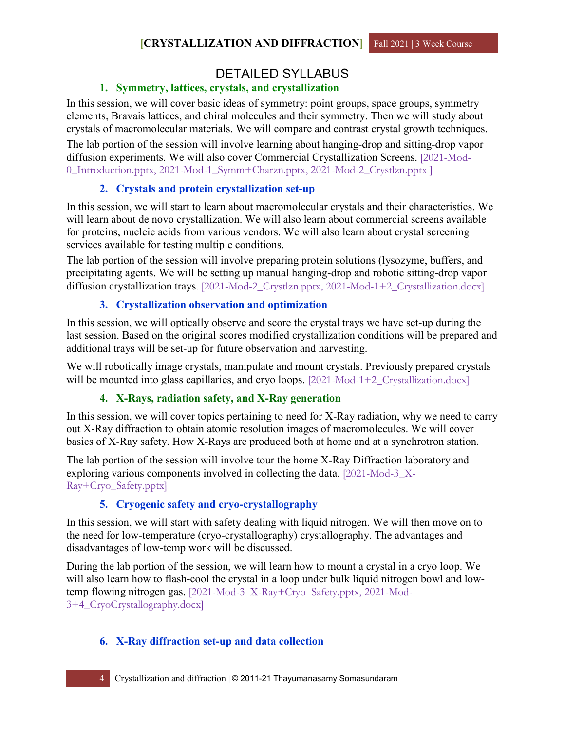# DETAILED SYLLABUS

## 1. Symmetry, lattices, crystals, and crystallization

In this session, we will cover basic ideas of symmetry: point groups, space groups, symmetry elements, Bravais lattices, and chiral molecules and their symmetry. Then we will study about crystals of macromolecular materials. We will compare and contrast crystal growth techniques.

The lab portion of the session will involve learning about hanging-drop and sitting-drop vapor diffusion experiments. We will also cover Commercial Crystallization Screens. [2021-Mod-0_Introduction.pptx, 2021-Mod-1_Symm+Charzn.pptx, 2021-Mod-2_Crystlzn.pptx ]

## 2. Crystals and protein crystallization set-up

In this session, we will start to learn about macromolecular crystals and their characteristics. We will learn about de novo crystallization. We will also learn about commercial screens available for proteins, nucleic acids from various vendors. We will also learn about crystal screening services available for testing multiple conditions.

The lab portion of the session will involve preparing protein solutions (lysozyme, buffers, and precipitating agents. We will be setting up manual hanging-drop and robotic sitting-drop vapor diffusion crystallization trays. [2021-Mod-2_Crystlzn.pptx, 2021-Mod-1+2_Crystallization.docx]

## 3. Crystallization observation and optimization

In this session, we will optically observe and score the crystal trays we have set-up during the last session. Based on the original scores modified crystallization conditions will be prepared and additional trays will be set-up for future observation and harvesting.

We will robotically image crystals, manipulate and mount crystals. Previously prepared crystals will be mounted into glass capillaries, and cryo loops. [2021-Mod-1+2_Crystallization.docx]

## 4. X-Rays, radiation safety, and X-Ray generation

In this session, we will cover topics pertaining to need for X-Ray radiation, why we need to carry out X-Ray diffraction to obtain atomic resolution images of macromolecules. We will cover basics of X-Ray safety. How X-Rays are produced both at home and at a synchrotron station.

The lab portion of the session will involve tour the home X-Ray Diffraction laboratory and exploring various components involved in collecting the data. [2021-Mod-3_X-Ray+Cryo_Safety.pptx]

## 5. Cryogenic safety and cryo-crystallography

In this session, we will start with safety dealing with liquid nitrogen. We will then move on to the need for low-temperature (cryo-crystallography) crystallography. The advantages and disadvantages of low-temp work will be discussed.

During the lab portion of the session, we will learn how to mount a crystal in a cryo loop. We will also learn how to flash-cool the crystal in a loop under bulk liquid nitrogen bowl and low-temp flowing nitrogen gas. [2021-Mod-3_X-Ray+Cryo_Safety.pptx, 2021-Mod-3+4_CryoCrystallography.docx]

## 6. X-Ray diffraction set-up and data collection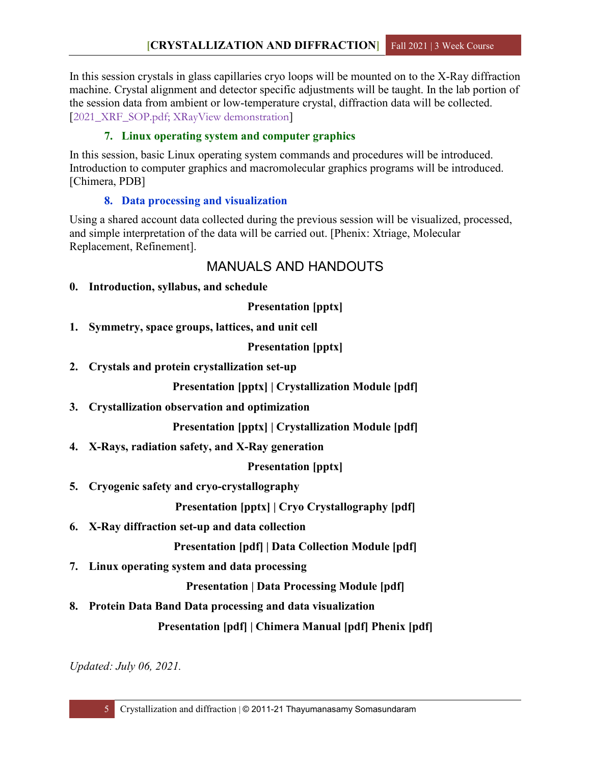In this session crystals in glass capillaries cryo loops will be mounted on to the X-Ray diffraction machine. Crystal alignment and detector specific adjustments will be taught. In the lab portion of the session data from ambient or low-temperature crystal, diffraction data will be collected. [2021_XRF_SOP.pdf; XRayView demonstration]

### 7. Linux operating system and computer graphics

In this session, basic Linux operating system commands and procedures will be introduced. Introduction to computer graphics and macromolecular graphics programs will be introduced. [Chimera, PDB]

### 8. Data processing and visualization

Using a shared account data collected during the previous session will be visualized, processed, and simple interpretation of the data will be carried out. [Phenix: Xtriage, Molecular Replacement, Refinement].

## MANUALS AND HANDOUTS

**0. Introduction, syllabus, and schedule**

**Presentation [pptx]**

**1. Symmetry, space groups, lattices, and unit cell**

**Presentation [pptx]**

**2. Crystals and protein crystallization set-up**

**Presentation [pptx] | Crystallization Module [pdf]**

**3. Crystallization observation and optimization**

**Presentation [pptx] | Crystallization Module [pdf]**

**4. X-Rays, radiation safety, and X-Ray generation**

**Presentation [pptx]**

**5. Cryogenic safety and cryo-crystallography**

**Presentation [pptx] | Cryo Crystallography [pdf]**

**6. X-Ray diffraction set-up and data collection**

**Presentation [pdf] | Data Collection Module [pdf]**

**7. Linux operating system and data processing**

**Presentation | Data Processing Module [pdf]**

**8. Protein Data Band Data processing and data visualization**

**Presentation [pdf] | Chimera Manual [pdf] Phenix [pdf]**

*Updated: July 06, 2021.*